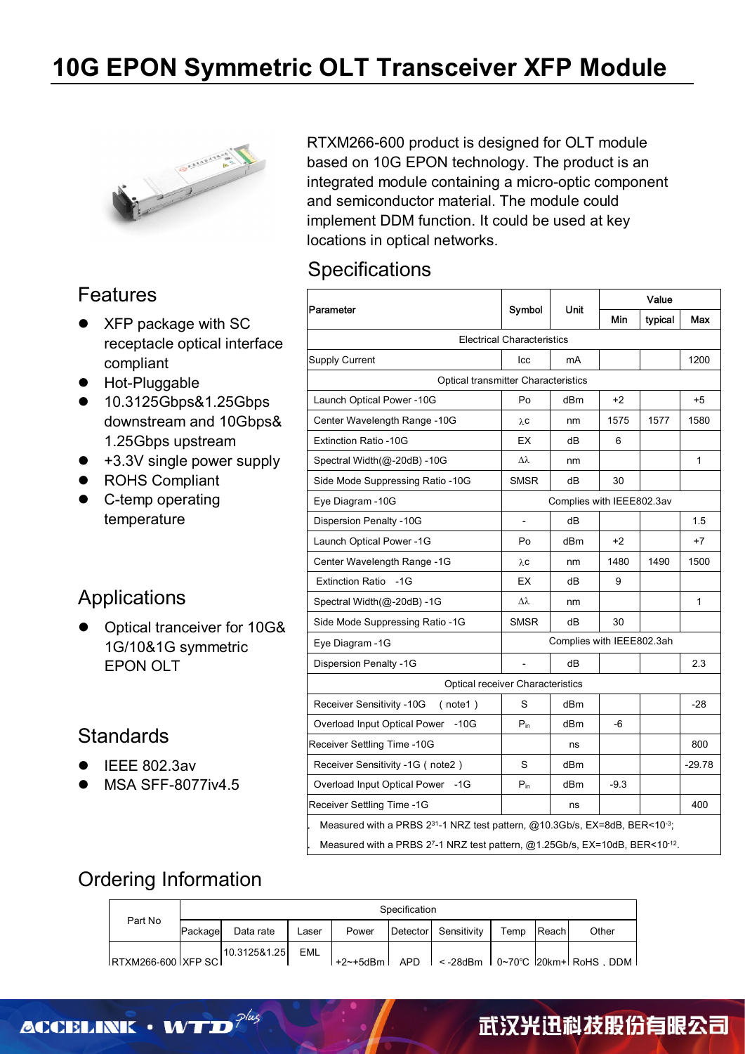# 10G EPON Symmetric OLT Transceiver XFP Module

RTXM266-600 product is designed for OLT module based on 10G EPON technology. The product is an integrated module containing a micro-optic component and semiconductor material. The module could implement DDM function. It could be used at key locations in optical networks.

## Features

- XFP package with SC receptacle optical interface compliant
- Hot-Pluggable
- 10.3125Gbps&1.25Gbps downstream and 10Gbps& 1.25Gbps upstream
- +3.3V single power supply
- ROHS Compliant
- C-temp operating temperature

## Applications

- Optical tranceiver for 10G& 1G/10&1G symmetric EPON OLT

## Standards

- IEEE 802.3av
- MSA SFF-8077iv4.5

## Specifications

| Parameter | Symbol | Unit | Value | | |
|---|---|---|---|---|---|
| | | | Min | typical | Max |
| Electrical Characteristics | | | | | |
| Supply Current | Icc | mA | | | 1200 |
| Optical transmitter Characteristics | | | | | |
| Launch Optical Power -10G | Po | dBm | +2 | | +5 |
| Center Wavelength Range -10G | λc | nm | 1575 | 1577 | 1580 |
| Extinction Ratio -10G | EX | dB | 6 | | |
| Spectral Width(@-20dB) -10G | Δλ | nm | | | 1 |
| Side Mode Suppressing Ratio -10G | SMSR | dB | 30 | | |
| Eye Diagram -10G | Complies with IEEE802.3av | | | | |
| Dispersion Penalty -10G | - | dB | | | 1.5 |
| Launch Optical Power -1G | Po | dBm | +2 | | +7 |
| Center Wavelength Range -1G | λc | nm | 1480 | 1490 | 1500 |
| Extinction Ratio -1G | EX | dB | 9 | | |
| Spectral Width(@-20dB) -1G | Δλ | nm | | | 1 |
| Side Mode Suppressing Ratio -1G | SMSR | dB | 30 | | |
| Eye Diagram -1G | Complies with IEEE802.3ah | | | | |
| Dispersion Penalty -1G | - | dB | | | 2.3 |
| Optical receiver Characteristics | | | | | |
| Receiver Sensitivity -10G ( note1 ) | S | dBm | | | -28 |
| Overload Input Optical Power -10G | $P_{in}$ | dBm | -6 | | |
| Receiver Settling Time -10G | | ns | | | 800 |
| Receiver Sensitivity -1G ( note2 ) | S | dBm | | | -29.78 |
| Overload Input Optical Power -1G | $P_{in}$ | dBm | -9.3 | | |
| Receiver Settling Time -1G | | ns | | | 400 |

. Measured with a PRBS $2^{31}$-1 NRZ test pattern, @10.3Gb/s, EX=8dB, BER<$10^{-3}$;

. Measured with a PRBS $2^{7}$-1 NRZ test pattern, @1.25Gb/s, EX=10dB, BER<$10^{-12}$.

## Ordering Information

| Part No | Specification | | | | | | | | |
|---|---|---|---|---|---|---|---|---|---|
| | Package | Data rate | Laser | Power | Detector | Sensitivity | Temp | Reach | Other |
| RTXM266-600 | XFP SC | 10.3125&1.25 | EML | +2~+5dBm | APD | < -28dBm | 0~70℃ | 20km+ | RoHS，DDM |

ACCELINK • WTD plus 武汉光迅科技股份有限公司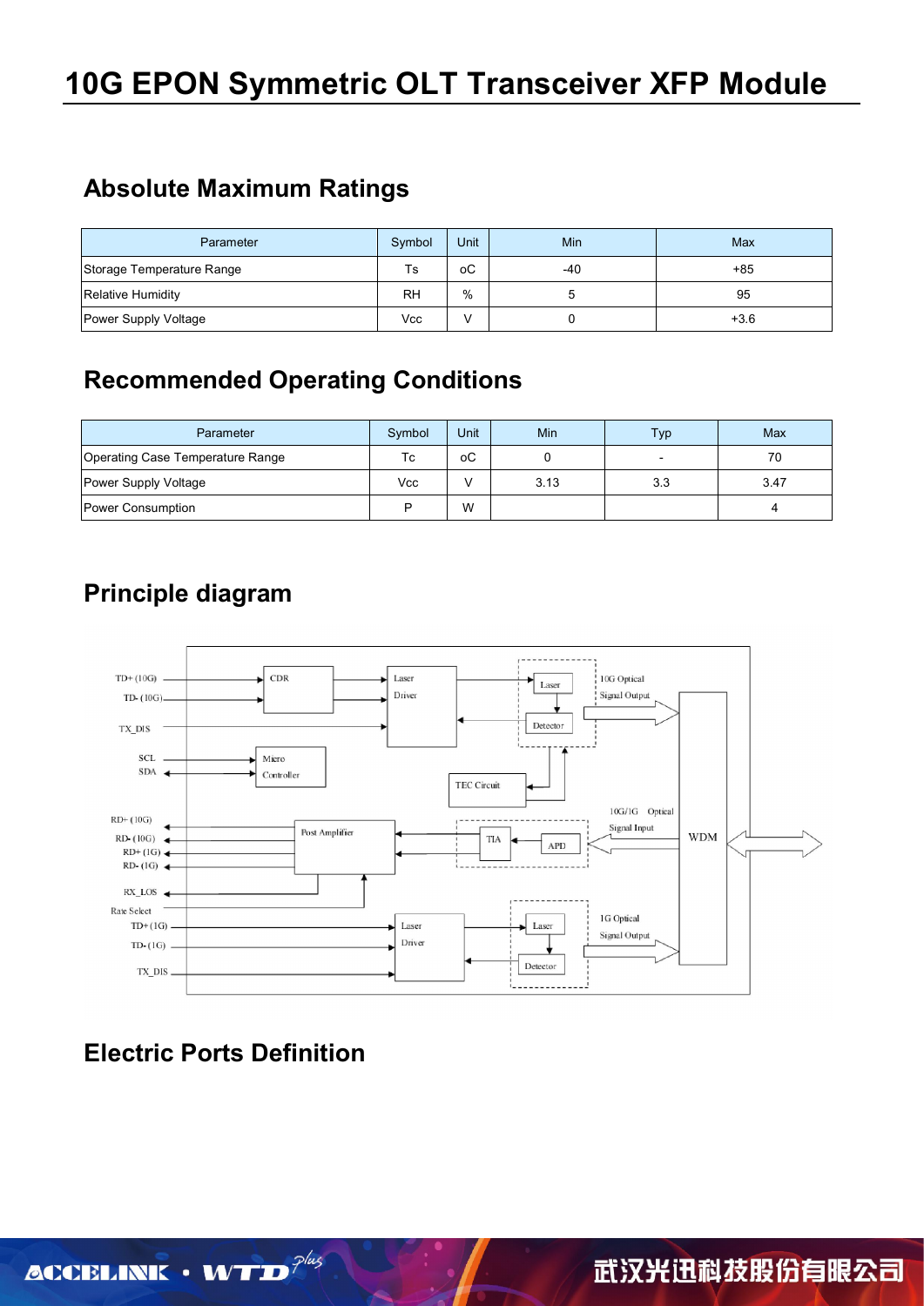# 10G EPON Symmetric OLT Transceiver XFP Module

## Absolute Maximum Ratings

| Parameter | Symbol | Unit | Min | Max |
|---|---|---|---|---|
| Storage Temperature Range | Ts | oC | -40 | +85 |
| Relative Humidity | RH | % | 5 | 95 |
| Power Supply Voltage | Vcc | V | 0 | +3.6 |

## Recommended Operating Conditions

| Parameter | Symbol | Unit | Min | Typ | Max |
|---|---|---|---|---|---|
| Operating Case Temperature Range | Tc | oC | 0 | - | 70 |
| Power Supply Voltage | Vcc | V | 3.13 | 3.3 | 3.47 |
| Power Consumption | P | W | | | 4 |

## Principle diagram

## Electric Ports Definition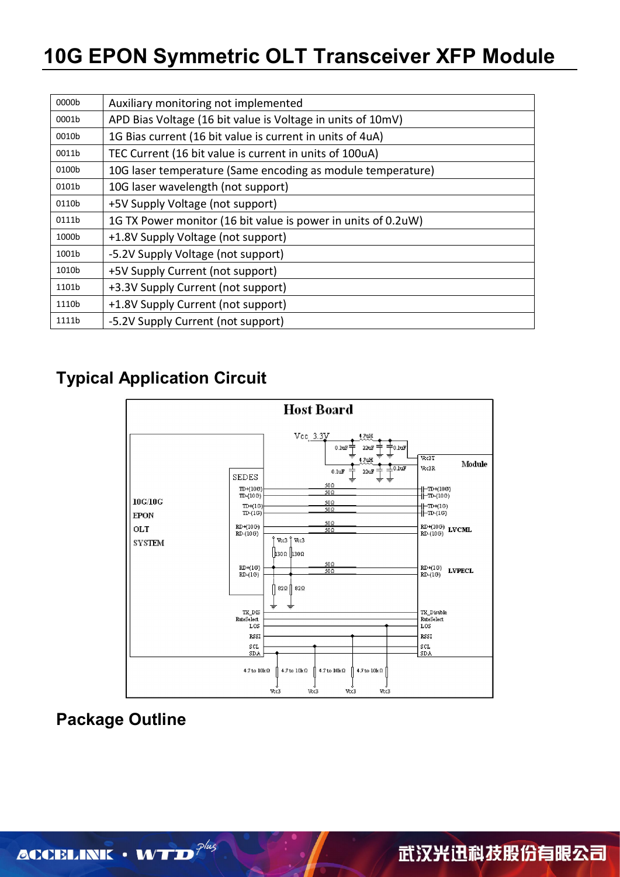| 0000b | Auxiliary monitoring not implemented |
|---|---|
| 0001b | APD Bias Voltage (16 bit value is Voltage in units of 10mV) |
| 0010b | 1G Bias current (16 bit value is current in units of 4uA) |
| 0011b | TEC Current (16 bit value is current in units of 100uA) |
| 0100b | 10G laser temperature (Same encoding as module temperature) |
| 0101b | 10G laser wavelength (not support) |
| 0110b | +5V Supply Voltage (not support) |
| 0111b | 1G TX Power monitor (16 bit value is power in units of 0.2uW) |
| 1000b | +1.8V Supply Voltage (not support) |
| 1001b | -5.2V Supply Voltage (not support) |
| 1010b | +5V Supply Current (not support) |
| 1101b | +3.3V Supply Current (not support) |
| 1110b | +1.8V Supply Current (not support) |
| 1111b | -5.2V Supply Current (not support) |

## Typical Application Circuit

## Package Outline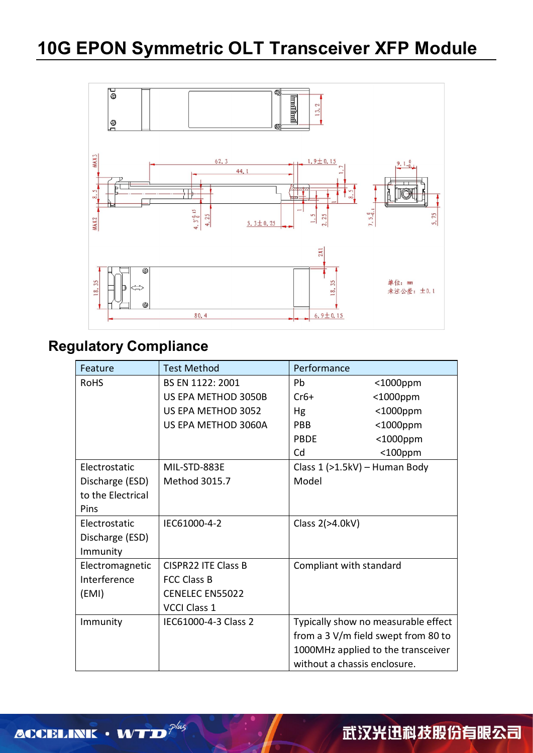# 10G EPON Symmetric OLT Transceiver XFP Module

13.2

MAX3

62.3

44.1

1.9±0.15

9.1

1.7

8.5

MAX2

4.3

4.25

5.3±0.25

1

1.5

2.25

8.5

7.5

5.75

2X1

18.35

18.35

80.4

6.9±0.15

单位：mm
未注公差：±0.1

## Regulatory Compliance

| Feature | Test Method | Performance |
|---|---|---|
| RoHS | BS EN 1122: 2001<br>US EPA METHOD 3050B<br>US EPA METHOD 3052<br>US EPA METHOD 3060A | Pb <1000ppm<br>Cr6+ <1000ppm<br>Hg <1000ppm<br>PBB <1000ppm<br>PBDE <1000ppm<br>Cd <100ppm |
| Electrostatic Discharge (ESD) to the Electrical Pins | MIL-STD-883E Method 3015.7 | Class 1 (>1.5kV) – Human Body Model |
| Electrostatic Discharge (ESD) Immunity | IEC61000-4-2 | Class 2(>4.0kV) |
| Electromagnetic Interference (EMI) | CISPR22 ITE Class B<br>FCC Class B<br>CENELEC EN55022<br>VCCI Class 1 | Compliant with standard |
| Immunity | IEC61000-4-3 Class 2 | Typically show no measurable effect from a 3 V/m field swept from 80 to 1000MHz applied to the transceiver without a chassis enclosure. |